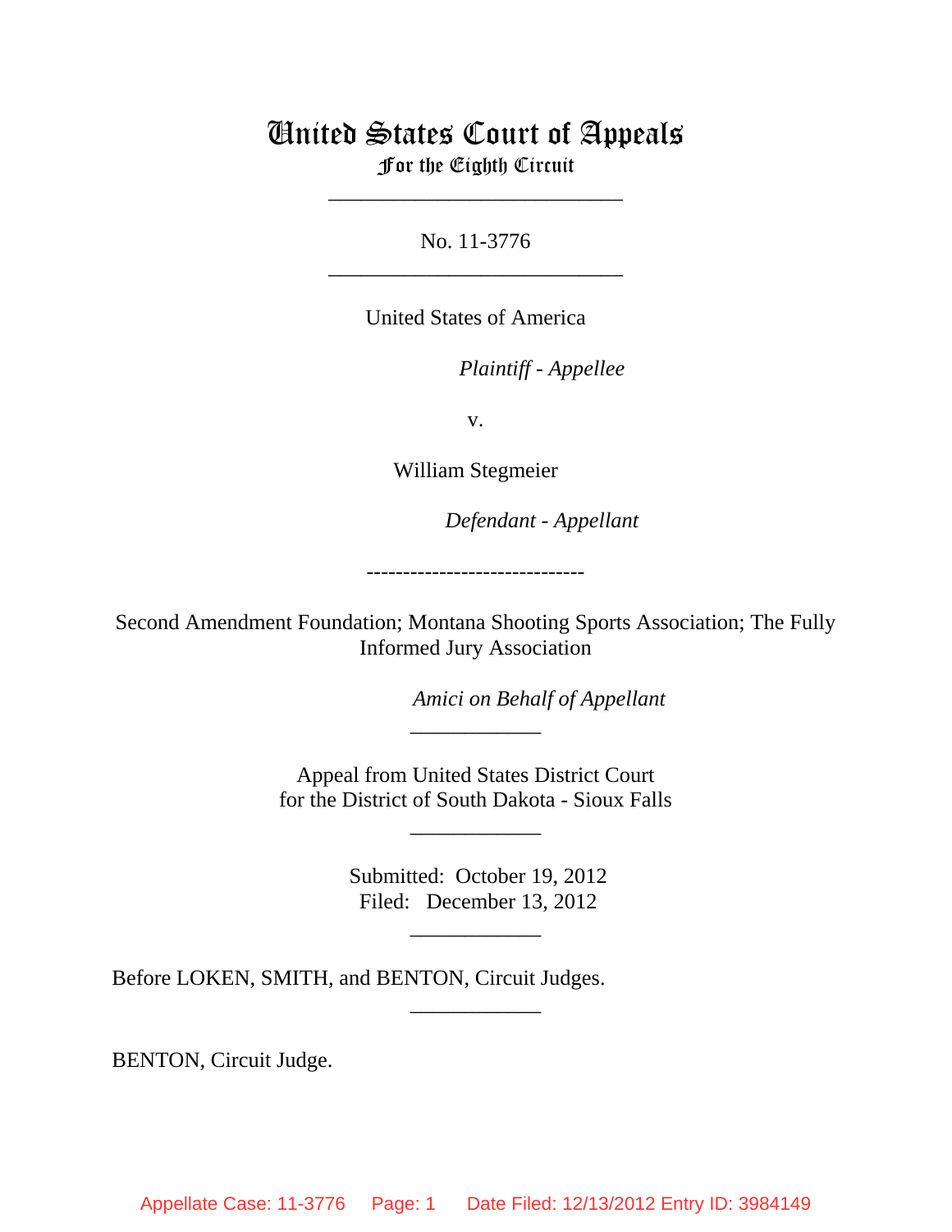# United States Court of Appeals
## For the Eighth Circuit

___________________________

No. 11-3776

___________________________

United States of America

*Plaintiff - Appellee*

v.

William Stegmeier

*Defendant - Appellant*

------------------------------

Second Amendment Foundation; Montana Shooting Sports Association; The Fully Informed Jury Association

*Amici on Behalf of Appellant*

____________

Appeal from United States District Court
for the District of South Dakota - Sioux Falls

____________

Submitted: October 19, 2012
Filed: December 13, 2012

____________

Before LOKEN, SMITH, and BENTON, Circuit Judges.

____________

BENTON, Circuit Judge.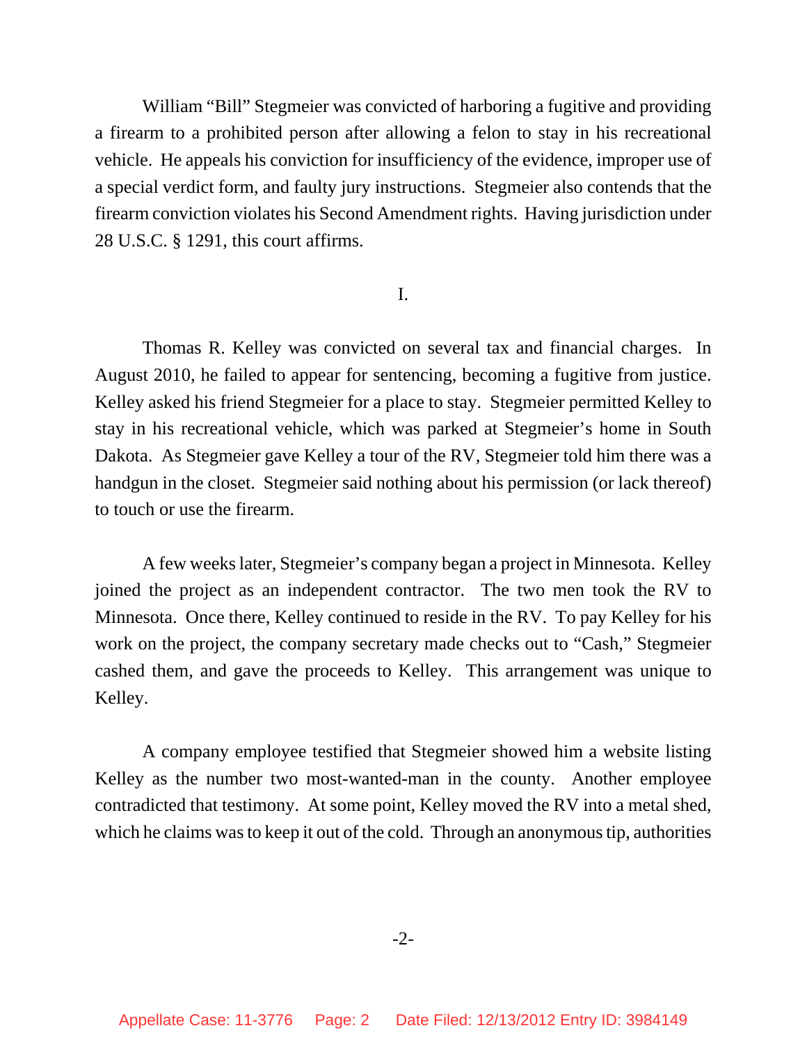William "Bill" Stegmeier was convicted of harboring a fugitive and providing a firearm to a prohibited person after allowing a felon to stay in his recreational vehicle. He appeals his conviction for insufficiency of the evidence, improper use of a special verdict form, and faulty jury instructions. Stegmeier also contends that the firearm conviction violates his Second Amendment rights. Having jurisdiction under 28 U.S.C. § 1291, this court affirms.

I.

Thomas R. Kelley was convicted on several tax and financial charges. In August 2010, he failed to appear for sentencing, becoming a fugitive from justice. Kelley asked his friend Stegmeier for a place to stay. Stegmeier permitted Kelley to stay in his recreational vehicle, which was parked at Stegmeier's home in South Dakota. As Stegmeier gave Kelley a tour of the RV, Stegmeier told him there was a handgun in the closet. Stegmeier said nothing about his permission (or lack thereof) to touch or use the firearm.

A few weeks later, Stegmeier's company began a project in Minnesota. Kelley joined the project as an independent contractor. The two men took the RV to Minnesota. Once there, Kelley continued to reside in the RV. To pay Kelley for his work on the project, the company secretary made checks out to "Cash," Stegmeier cashed them, and gave the proceeds to Kelley. This arrangement was unique to Kelley.

A company employee testified that Stegmeier showed him a website listing Kelley as the number two most-wanted-man in the county. Another employee contradicted that testimony. At some point, Kelley moved the RV into a metal shed, which he claims was to keep it out of the cold. Through an anonymous tip, authorities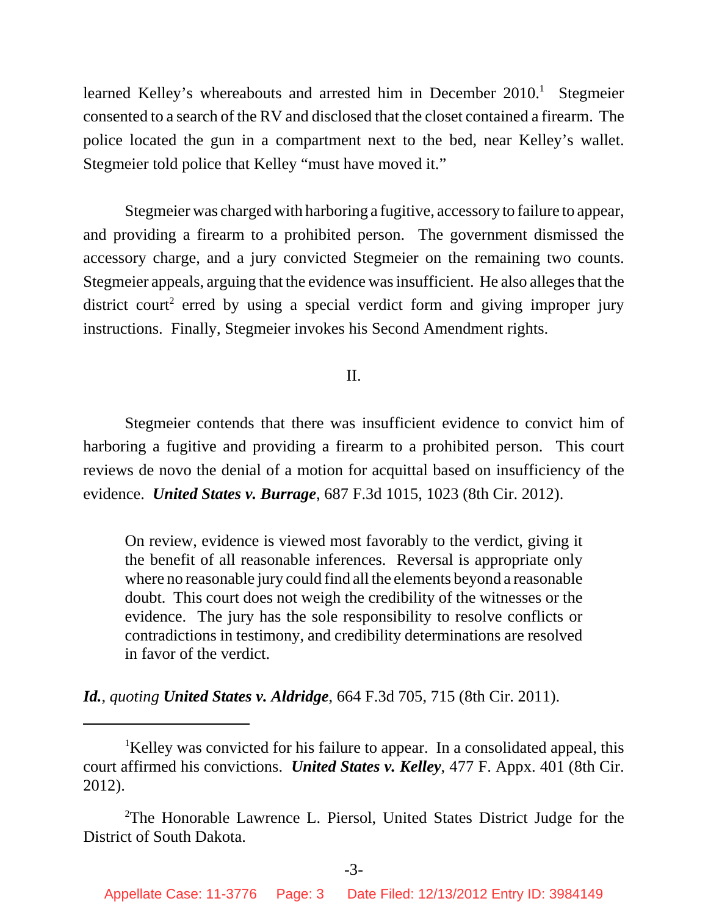learned Kelley's whereabouts and arrested him in December 2010.[1] Stegmeier consented to a search of the RV and disclosed that the closet contained a firearm. The police located the gun in a compartment next to the bed, near Kelley's wallet. Stegmeier told police that Kelley "must have moved it."

Stegmeier was charged with harboring a fugitive, accessory to failure to appear, and providing a firearm to a prohibited person. The government dismissed the accessory charge, and a jury convicted Stegmeier on the remaining two counts. Stegmeier appeals, arguing that the evidence was insufficient. He also alleges that the district court[2] erred by using a special verdict form and giving improper jury instructions. Finally, Stegmeier invokes his Second Amendment rights.

## II.

Stegmeier contends that there was insufficient evidence to convict him of harboring a fugitive and providing a firearm to a prohibited person. This court reviews de novo the denial of a motion for acquittal based on insufficiency of the evidence. ***United States v. Burrage***, 687 F.3d 1015, 1023 (8th Cir. 2012).

> On review, evidence is viewed most favorably to the verdict, giving it the benefit of all reasonable inferences. Reversal is appropriate only where no reasonable jury could find all the elements beyond a reasonable doubt. This court does not weigh the credibility of the witnesses or the evidence. The jury has the sole responsibility to resolve conflicts or contradictions in testimony, and credibility determinations are resolved in favor of the verdict.

***Id.***, *quoting* ***United States v. Aldridge***, 664 F.3d 705, 715 (8th Cir. 2011).

---

[1]Kelley was convicted for his failure to appear. In a consolidated appeal, this court affirmed his convictions. ***United States v. Kelley***, 477 F. Appx. 401 (8th Cir. 2012).

[2]The Honorable Lawrence L. Piersol, United States District Judge for the District of South Dakota.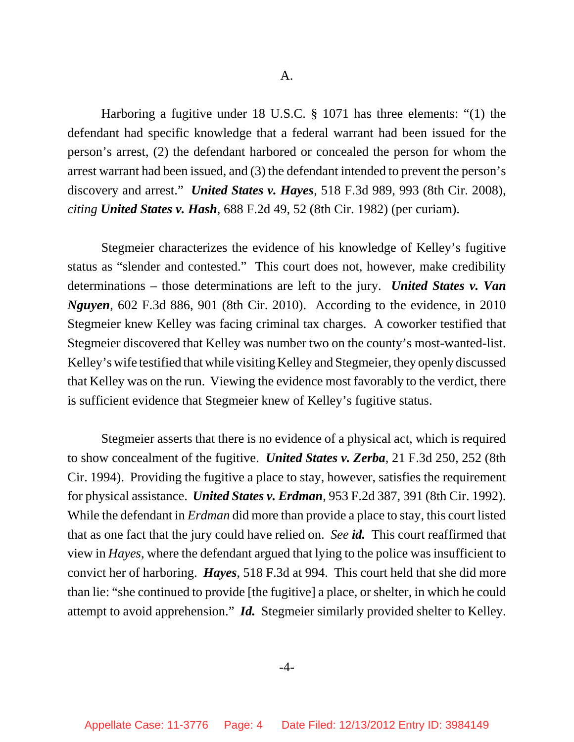A.

Harboring a fugitive under 18 U.S.C. § 1071 has three elements: "(1) the defendant had specific knowledge that a federal warrant had been issued for the person's arrest, (2) the defendant harbored or concealed the person for whom the arrest warrant had been issued, and (3) the defendant intended to prevent the person's discovery and arrest." ***United States v. Hayes***, 518 F.3d 989, 993 (8th Cir. 2008), *citing* ***United States v. Hash***, 688 F.2d 49, 52 (8th Cir. 1982) (per curiam).

Stegmeier characterizes the evidence of his knowledge of Kelley's fugitive status as "slender and contested." This court does not, however, make credibility determinations – those determinations are left to the jury. ***United States v. Van Nguyen***, 602 F.3d 886, 901 (8th Cir. 2010). According to the evidence, in 2010 Stegmeier knew Kelley was facing criminal tax charges. A coworker testified that Stegmeier discovered that Kelley was number two on the county's most-wanted-list. Kelley's wife testified that while visiting Kelley and Stegmeier, they openly discussed that Kelley was on the run. Viewing the evidence most favorably to the verdict, there is sufficient evidence that Stegmeier knew of Kelley's fugitive status.

Stegmeier asserts that there is no evidence of a physical act, which is required to show concealment of the fugitive. ***United States v. Zerba***, 21 F.3d 250, 252 (8th Cir. 1994). Providing the fugitive a place to stay, however, satisfies the requirement for physical assistance. ***United States v. Erdman***, 953 F.2d 387, 391 (8th Cir. 1992). While the defendant in *Erdman* did more than provide a place to stay, this court listed that as one fact that the jury could have relied on. *See* ***id.*** This court reaffirmed that view in *Hayes*, where the defendant argued that lying to the police was insufficient to convict her of harboring. ***Hayes***, 518 F.3d at 994. This court held that she did more than lie: "she continued to provide [the fugitive] a place, or shelter, in which he could attempt to avoid apprehension." ***Id.*** Stegmeier similarly provided shelter to Kelley.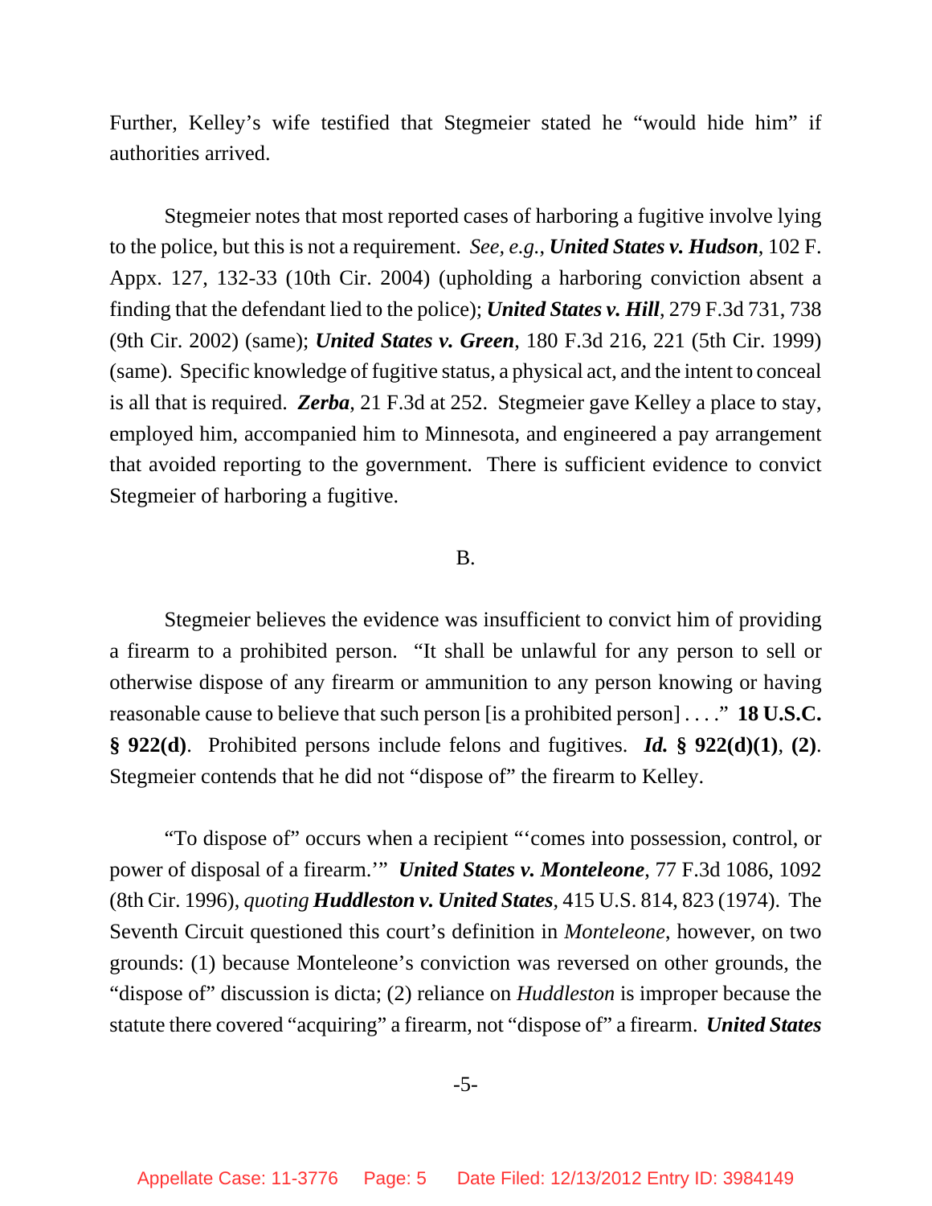Further, Kelley's wife testified that Stegmeier stated he "would hide him" if authorities arrived.

Stegmeier notes that most reported cases of harboring a fugitive involve lying to the police, but this is not a requirement. *See, e.g.*, ***United States v. Hudson***, 102 F. Appx. 127, 132-33 (10th Cir. 2004) (upholding a harboring conviction absent a finding that the defendant lied to the police); ***United States v. Hill***, 279 F.3d 731, 738 (9th Cir. 2002) (same); ***United States v. Green***, 180 F.3d 216, 221 (5th Cir. 1999) (same). Specific knowledge of fugitive status, a physical act, and the intent to conceal is all that is required. ***Zerba***, 21 F.3d at 252. Stegmeier gave Kelley a place to stay, employed him, accompanied him to Minnesota, and engineered a pay arrangement that avoided reporting to the government. There is sufficient evidence to convict Stegmeier of harboring a fugitive.

B.

Stegmeier believes the evidence was insufficient to convict him of providing a firearm to a prohibited person. "It shall be unlawful for any person to sell or otherwise dispose of any firearm or ammunition to any person knowing or having reasonable cause to believe that such person [is a prohibited person] . . . ." **18 U.S.C. § 922(d)**. Prohibited persons include felons and fugitives. ***Id.* § 922(d)(1)**, **(2)**. Stegmeier contends that he did not "dispose of" the firearm to Kelley.

"To dispose of" occurs when a recipient "'comes into possession, control, or power of disposal of a firearm.'" ***United States v. Monteleone***, 77 F.3d 1086, 1092 (8th Cir. 1996), *quoting* ***Huddleston v. United States***, 415 U.S. 814, 823 (1974). The Seventh Circuit questioned this court's definition in *Monteleone*, however, on two grounds: (1) because Monteleone's conviction was reversed on other grounds, the "dispose of" discussion is dicta; (2) reliance on *Huddleston* is improper because the statute there covered "acquiring" a firearm, not "dispose of" a firearm. ***United States***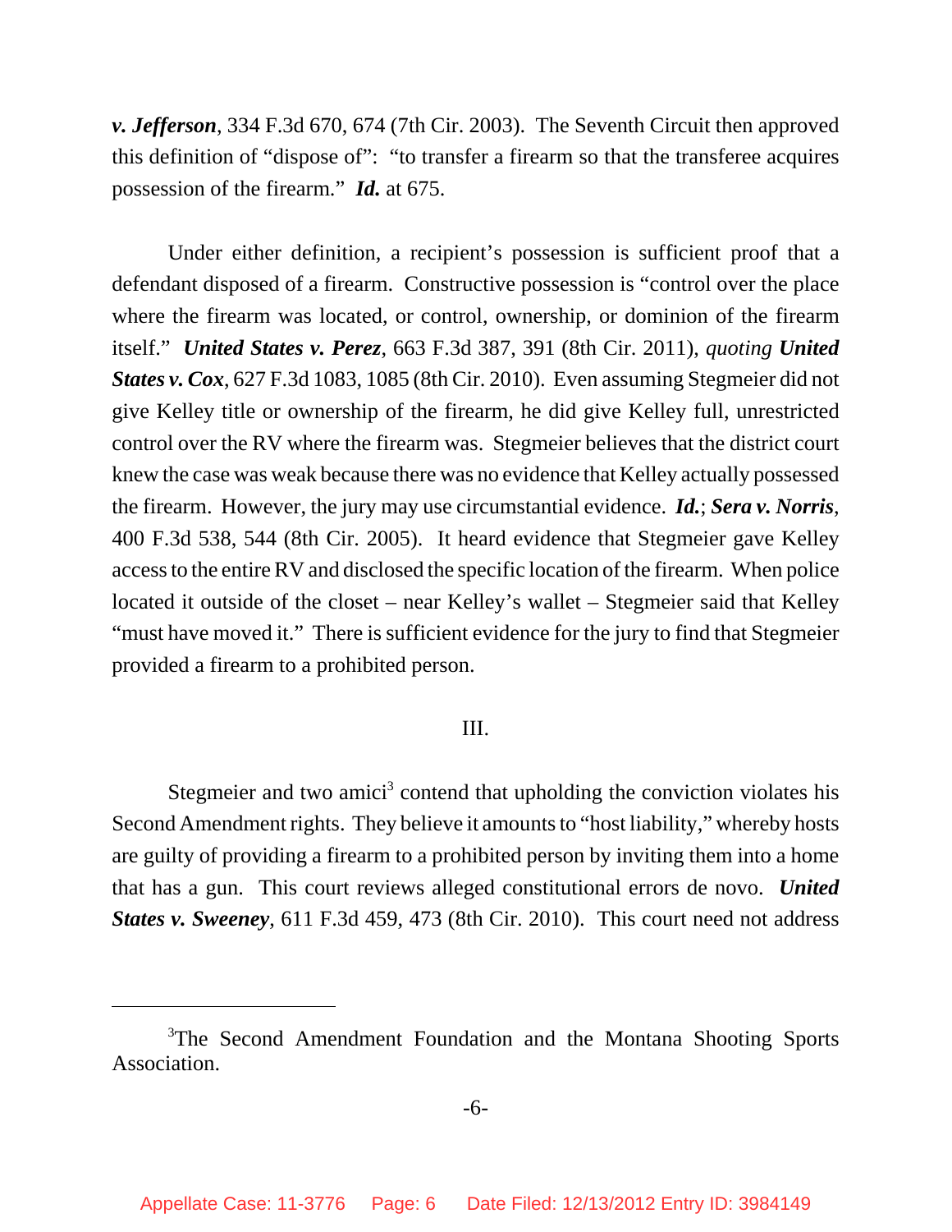***v. Jefferson***, 334 F.3d 670, 674 (7th Cir. 2003). The Seventh Circuit then approved this definition of "dispose of": "to transfer a firearm so that the transferee acquires possession of the firearm." ***Id.*** at 675.

Under either definition, a recipient's possession is sufficient proof that a defendant disposed of a firearm. Constructive possession is "control over the place where the firearm was located, or control, ownership, or dominion of the firearm itself." ***United States v. Perez***, 663 F.3d 387, 391 (8th Cir. 2011), *quoting* ***United States v. Cox***, 627 F.3d 1083, 1085 (8th Cir. 2010). Even assuming Stegmeier did not give Kelley title or ownership of the firearm, he did give Kelley full, unrestricted control over the RV where the firearm was. Stegmeier believes that the district court knew the case was weak because there was no evidence that Kelley actually possessed the firearm. However, the jury may use circumstantial evidence. ***Id.***; ***Sera v. Norris***, 400 F.3d 538, 544 (8th Cir. 2005). It heard evidence that Stegmeier gave Kelley access to the entire RV and disclosed the specific location of the firearm. When police located it outside of the closet – near Kelley's wallet – Stegmeier said that Kelley "must have moved it." There is sufficient evidence for the jury to find that Stegmeier provided a firearm to a prohibited person.

III.

Stegmeier and two amici[3] contend that upholding the conviction violates his Second Amendment rights. They believe it amounts to "host liability," whereby hosts are guilty of providing a firearm to a prohibited person by inviting them into a home that has a gun. This court reviews alleged constitutional errors de novo. ***United States v. Sweeney***, 611 F.3d 459, 473 (8th Cir. 2010). This court need not address

---

[3]The Second Amendment Foundation and the Montana Shooting Sports Association.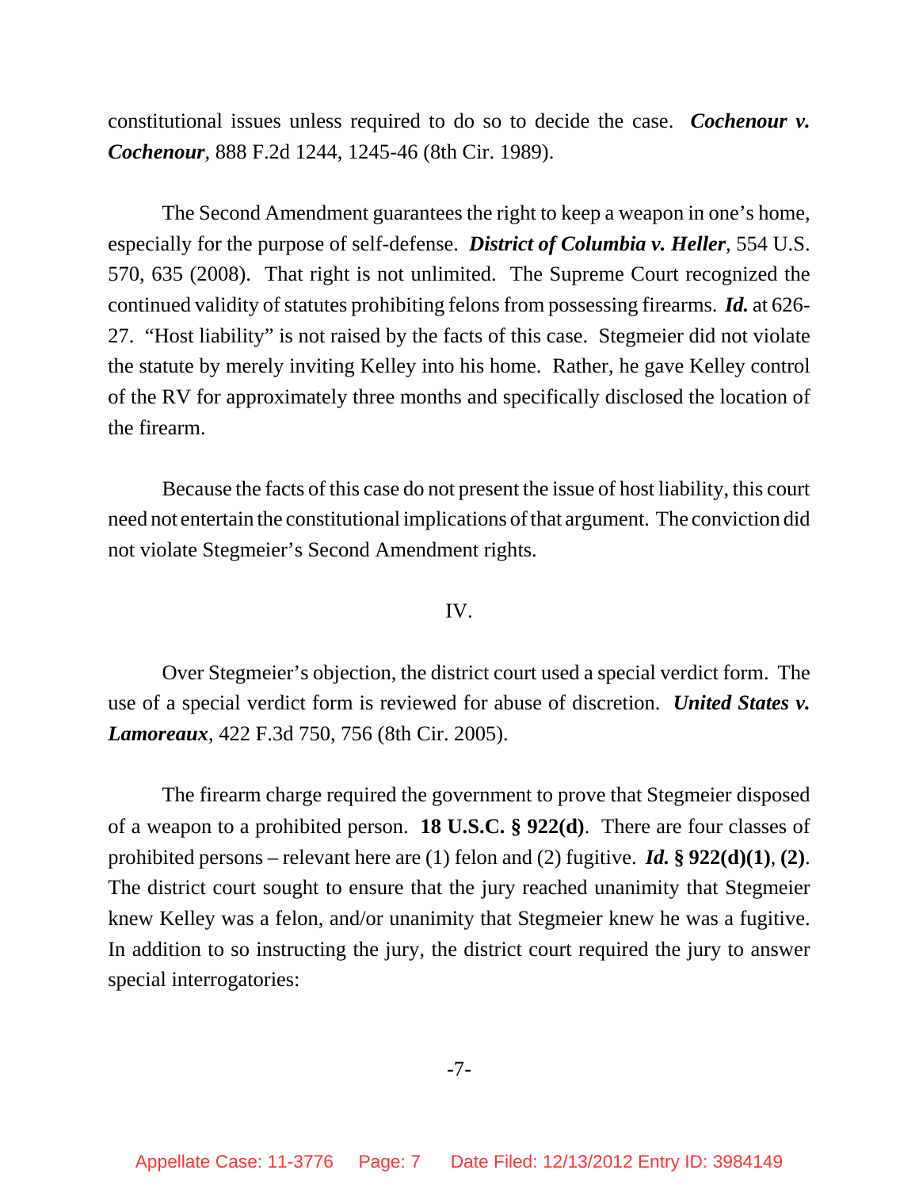constitutional issues unless required to do so to decide the case. ***Cochenour v. Cochenour***, 888 F.2d 1244, 1245-46 (8th Cir. 1989).

The Second Amendment guarantees the right to keep a weapon in one's home, especially for the purpose of self-defense. ***District of Columbia v. Heller***, 554 U.S. 570, 635 (2008). That right is not unlimited. The Supreme Court recognized the continued validity of statutes prohibiting felons from possessing firearms. ***Id.*** at 626-27. "Host liability" is not raised by the facts of this case. Stegmeier did not violate the statute by merely inviting Kelley into his home. Rather, he gave Kelley control of the RV for approximately three months and specifically disclosed the location of the firearm.

Because the facts of this case do not present the issue of host liability, this court need not entertain the constitutional implications of that argument. The conviction did not violate Stegmeier's Second Amendment rights.

IV.

Over Stegmeier's objection, the district court used a special verdict form. The use of a special verdict form is reviewed for abuse of discretion. ***United States v. Lamoreaux***, 422 F.3d 750, 756 (8th Cir. 2005).

The firearm charge required the government to prove that Stegmeier disposed of a weapon to a prohibited person. **18 U.S.C. § 922(d)**. There are four classes of prohibited persons – relevant here are (1) felon and (2) fugitive. ***Id.* § 922(d)(1)**, **(2)**. The district court sought to ensure that the jury reached unanimity that Stegmeier knew Kelley was a felon, and/or unanimity that Stegmeier knew he was a fugitive. In addition to so instructing the jury, the district court required the jury to answer special interrogatories: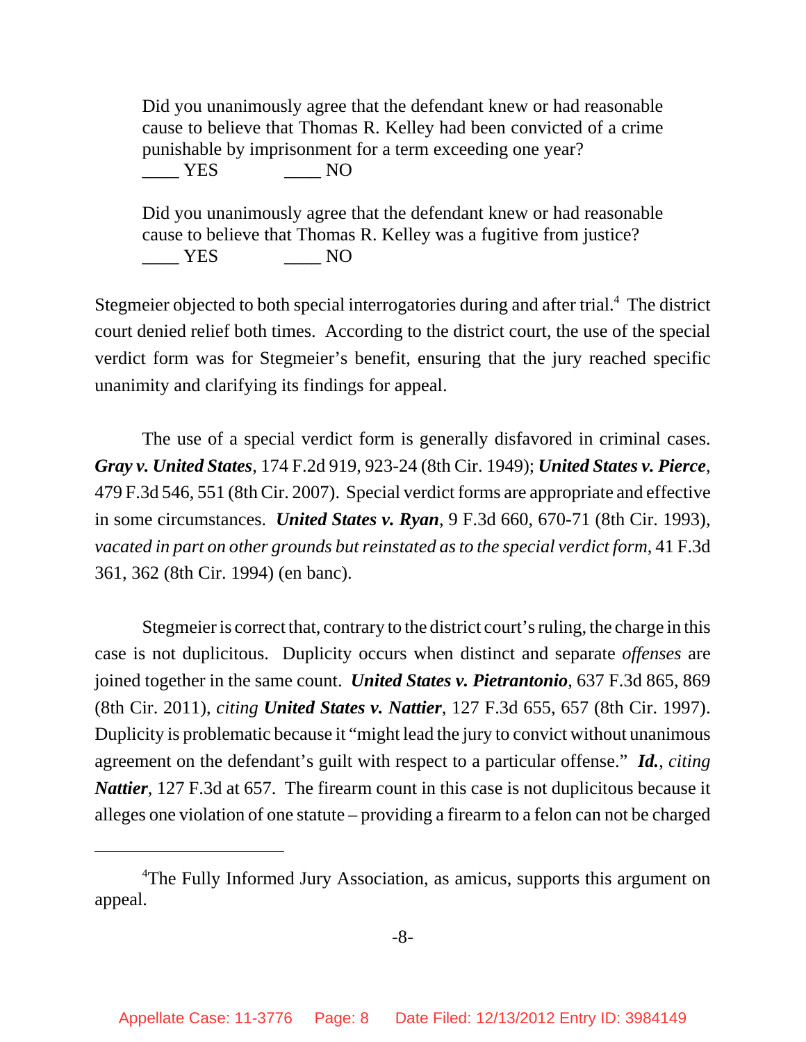> Did you unanimously agree that the defendant knew or had reasonable cause to believe that Thomas R. Kelley had been convicted of a crime punishable by imprisonment for a term exceeding one year?
> ____ YES ____ NO
>
> Did you unanimously agree that the defendant knew or had reasonable cause to believe that Thomas R. Kelley was a fugitive from justice?
> ____ YES ____ NO

Stegmeier objected to both special interrogatories during and after trial.[4] The district court denied relief both times. According to the district court, the use of the special verdict form was for Stegmeier's benefit, ensuring that the jury reached specific unanimity and clarifying its findings for appeal.

The use of a special verdict form is generally disfavored in criminal cases. ***Gray v. United States***, 174 F.2d 919, 923-24 (8th Cir. 1949); ***United States v. Pierce***, 479 F.3d 546, 551 (8th Cir. 2007). Special verdict forms are appropriate and effective in some circumstances. ***United States v. Ryan***, 9 F.3d 660, 670-71 (8th Cir. 1993), *vacated in part on other grounds but reinstated as to the special verdict form*, 41 F.3d 361, 362 (8th Cir. 1994) (en banc).

Stegmeier is correct that, contrary to the district court's ruling, the charge in this case is not duplicitous. Duplicity occurs when distinct and separate *offenses* are joined together in the same count. ***United States v. Pietrantonio***, 637 F.3d 865, 869 (8th Cir. 2011), *citing* ***United States v. Nattier***, 127 F.3d 655, 657 (8th Cir. 1997). Duplicity is problematic because it "might lead the jury to convict without unanimous agreement on the defendant's guilt with respect to a particular offense." ***Id.***, *citing* ***Nattier***, 127 F.3d at 657. The firearm count in this case is not duplicitous because it alleges one violation of one statute – providing a firearm to a felon can not be charged

---

[4]The Fully Informed Jury Association, as amicus, supports this argument on appeal.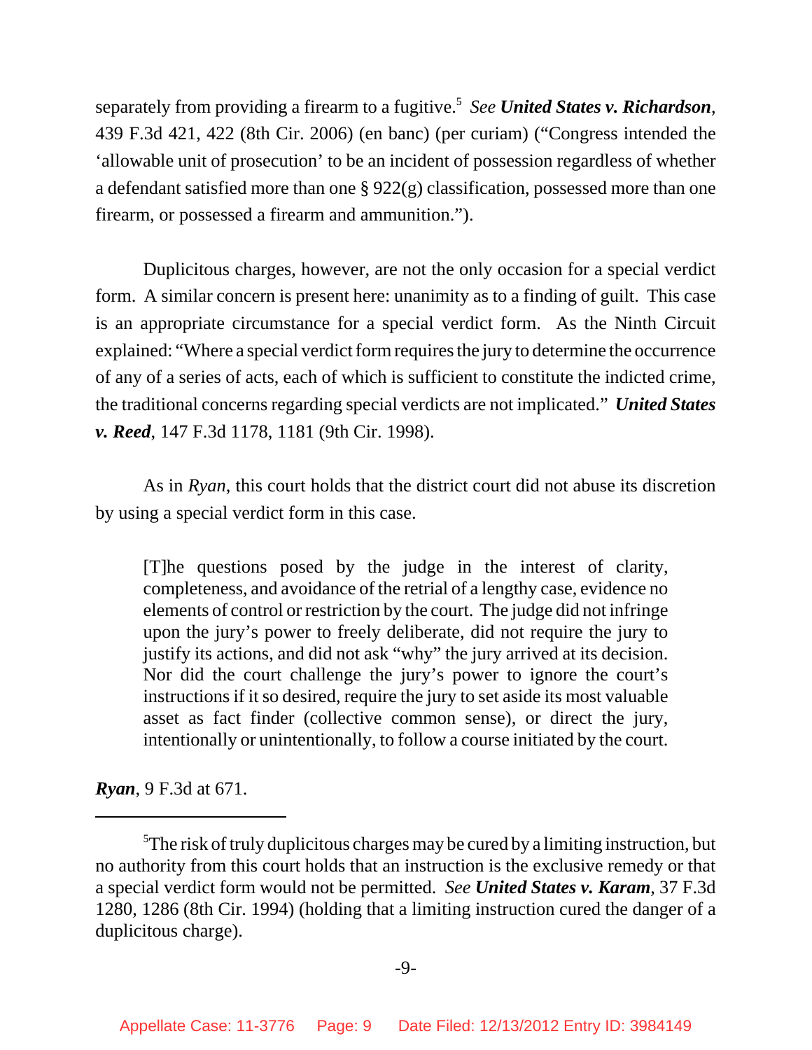separately from providing a firearm to a fugitive.[5] *See* ***United States v. Richardson***, 439 F.3d 421, 422 (8th Cir. 2006) (en banc) (per curiam) ("Congress intended the 'allowable unit of prosecution' to be an incident of possession regardless of whether a defendant satisfied more than one § 922(g) classification, possessed more than one firearm, or possessed a firearm and ammunition.").

Duplicitous charges, however, are not the only occasion for a special verdict form. A similar concern is present here: unanimity as to a finding of guilt. This case is an appropriate circumstance for a special verdict form. As the Ninth Circuit explained: "Where a special verdict form requires the jury to determine the occurrence of any of a series of acts, each of which is sufficient to constitute the indicted crime, the traditional concerns regarding special verdicts are not implicated." ***United States v. Reed***, 147 F.3d 1178, 1181 (9th Cir. 1998).

As in *Ryan*, this court holds that the district court did not abuse its discretion by using a special verdict form in this case.

> [T]he questions posed by the judge in the interest of clarity, completeness, and avoidance of the retrial of a lengthy case, evidence no elements of control or restriction by the court. The judge did not infringe upon the jury's power to freely deliberate, did not require the jury to justify its actions, and did not ask "why" the jury arrived at its decision. Nor did the court challenge the jury's power to ignore the court's instructions if it so desired, require the jury to set aside its most valuable asset as fact finder (collective common sense), or direct the jury, intentionally or unintentionally, to follow a course initiated by the court.

***Ryan***, 9 F.3d at 671.

---

[5]The risk of truly duplicitous charges may be cured by a limiting instruction, but no authority from this court holds that an instruction is the exclusive remedy or that a special verdict form would not be permitted. *See* ***United States v. Karam***, 37 F.3d 1280, 1286 (8th Cir. 1994) (holding that a limiting instruction cured the danger of a duplicitous charge).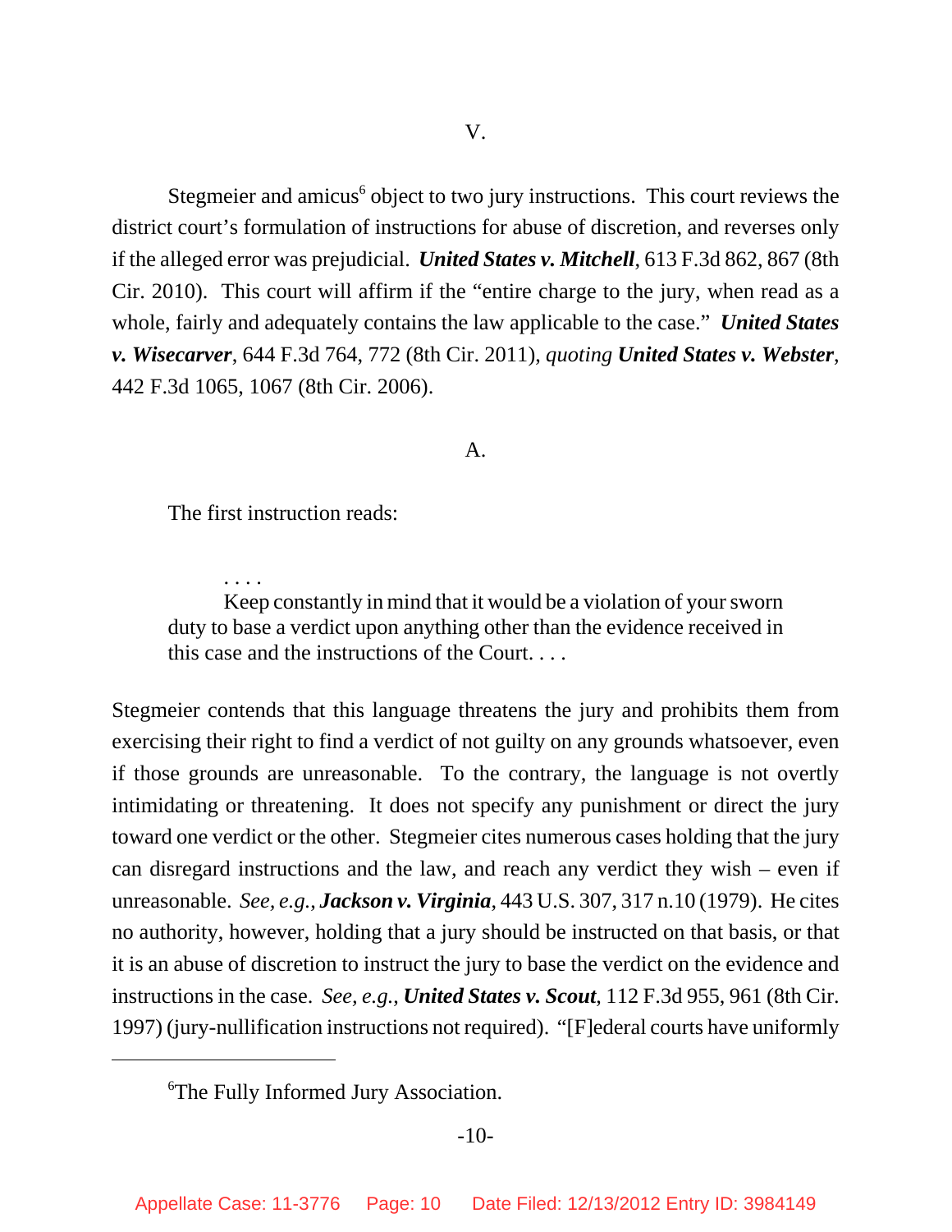V.

Stegmeier and amicus[6] object to two jury instructions. This court reviews the district court's formulation of instructions for abuse of discretion, and reverses only if the alleged error was prejudicial. ***United States v. Mitchell***, 613 F.3d 862, 867 (8th Cir. 2010). This court will affirm if the "entire charge to the jury, when read as a whole, fairly and adequately contains the law applicable to the case." ***United States v. Wisecarver***, 644 F.3d 764, 772 (8th Cir. 2011), *quoting* ***United States v. Webster***, 442 F.3d 1065, 1067 (8th Cir. 2006).

A.

The first instruction reads:

> . . . .
> Keep constantly in mind that it would be a violation of your sworn duty to base a verdict upon anything other than the evidence received in this case and the instructions of the Court. . . .

Stegmeier contends that this language threatens the jury and prohibits them from exercising their right to find a verdict of not guilty on any grounds whatsoever, even if those grounds are unreasonable. To the contrary, the language is not overtly intimidating or threatening. It does not specify any punishment or direct the jury toward one verdict or the other. Stegmeier cites numerous cases holding that the jury can disregard instructions and the law, and reach any verdict they wish – even if unreasonable. *See, e.g.*, ***Jackson v. Virginia***, 443 U.S. 307, 317 n.10 (1979). He cites no authority, however, holding that a jury should be instructed on that basis, or that it is an abuse of discretion to instruct the jury to base the verdict on the evidence and instructions in the case. *See, e.g.*, ***United States v. Scout***, 112 F.3d 955, 961 (8th Cir. 1997) (jury-nullification instructions not required). "[F]ederal courts have uniformly

---

[6] The Fully Informed Jury Association.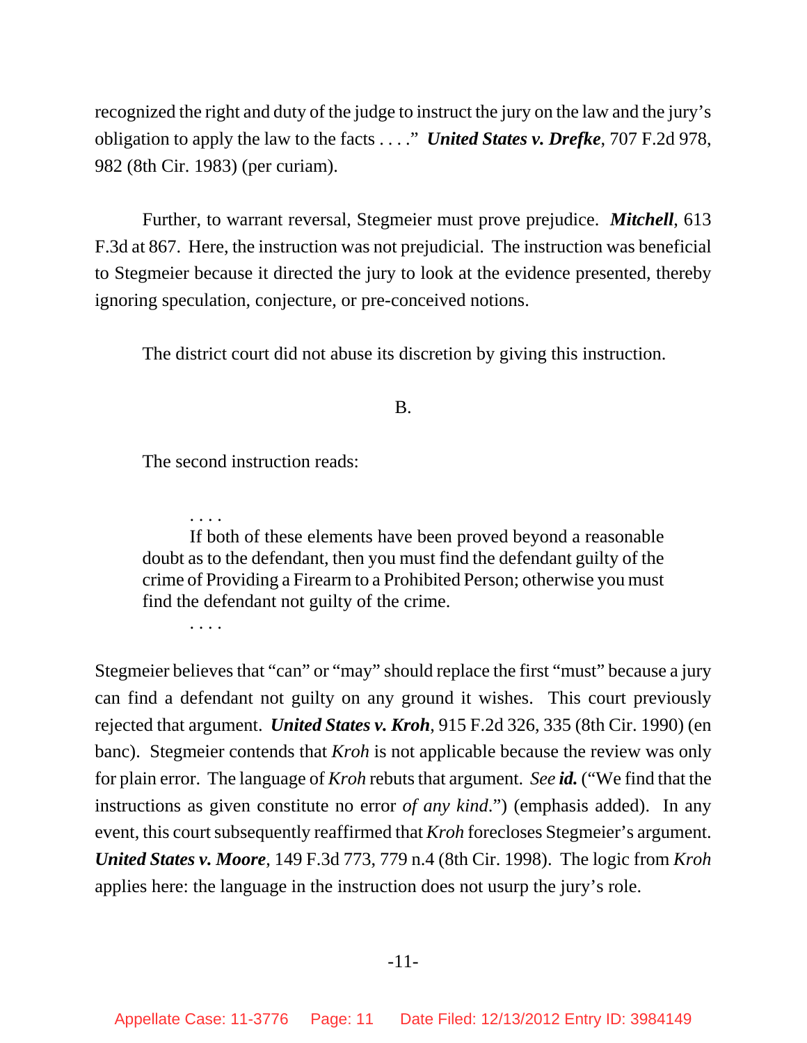recognized the right and duty of the judge to instruct the jury on the law and the jury's obligation to apply the law to the facts . . . ." ***United States v. Drefke***, 707 F.2d 978, 982 (8th Cir. 1983) (per curiam).

Further, to warrant reversal, Stegmeier must prove prejudice. ***Mitchell***, 613 F.3d at 867. Here, the instruction was not prejudicial. The instruction was beneficial to Stegmeier because it directed the jury to look at the evidence presented, thereby ignoring speculation, conjecture, or pre-conceived notions.

The district court did not abuse its discretion by giving this instruction.

B.

The second instruction reads:

> . . . .
> If both of these elements have been proved beyond a reasonable doubt as to the defendant, then you must find the defendant guilty of the crime of Providing a Firearm to a Prohibited Person; otherwise you must find the defendant not guilty of the crime.
> . . . .

Stegmeier believes that "can" or "may" should replace the first "must" because a jury can find a defendant not guilty on any ground it wishes. This court previously rejected that argument. ***United States v. Kroh***, 915 F.2d 326, 335 (8th Cir. 1990) (en banc). Stegmeier contends that *Kroh* is not applicable because the review was only for plain error. The language of *Kroh* rebuts that argument. *See* ***id.*** ("We find that the instructions as given constitute no error *of any kind*.") (emphasis added). In any event, this court subsequently reaffirmed that *Kroh* forecloses Stegmeier's argument. ***United States v. Moore***, 149 F.3d 773, 779 n.4 (8th Cir. 1998). The logic from *Kroh* applies here: the language in the instruction does not usurp the jury's role.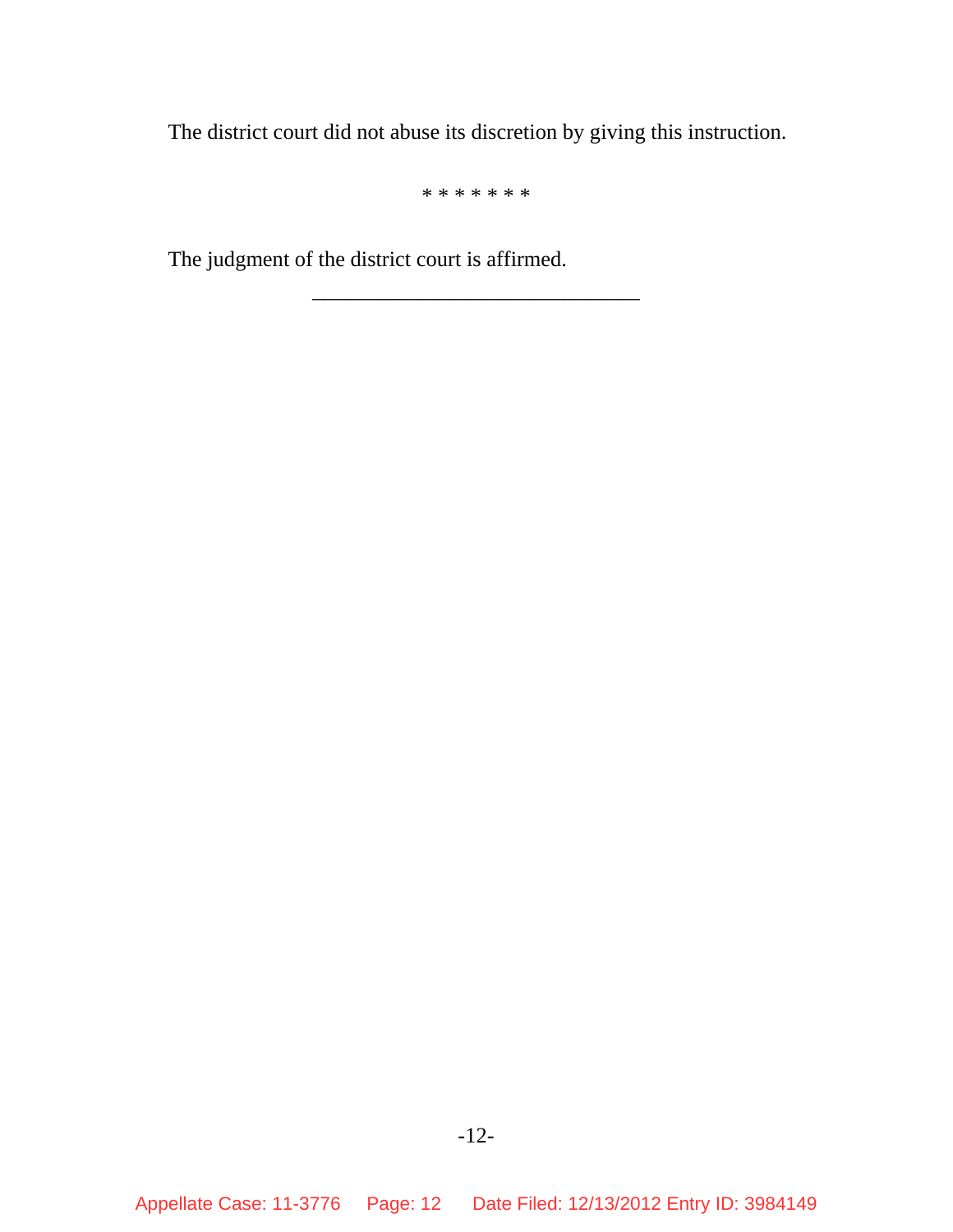The district court did not abuse its discretion by giving this instruction.

\* \* \* \* \* \* \*

The judgment of the district court is affirmed.

______________________________